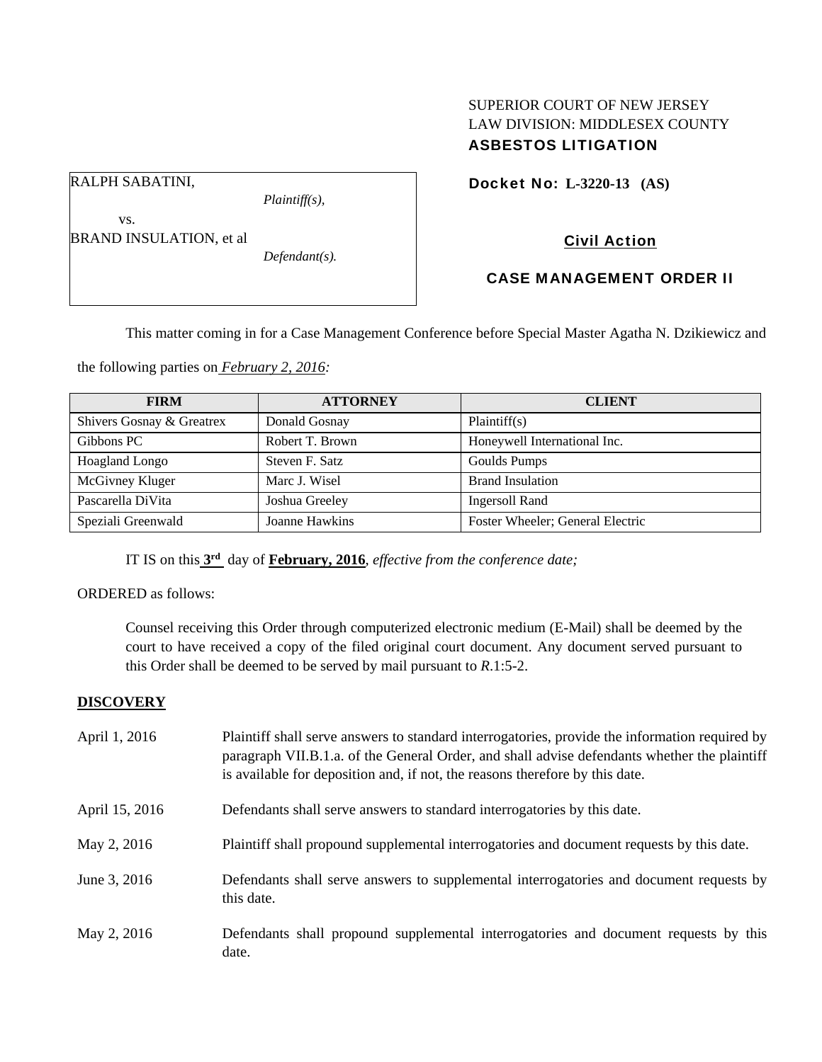SUPERIOR COURT OF NEW JERSEY
LAW DIVISION: MIDDLESEX COUNTY
**ASBESTOS LITIGATION**

RALPH SABATINI,
*Plaintiff(s),*
vs.
BRAND INSULATION, et al
*Defendant(s).*

**Docket No: L-3220-13 (AS)**

**Civil Action**

**CASE MANAGEMENT ORDER II**

This matter coming in for a Case Management Conference before Special Master Agatha N. Dzikiewicz and the following parties on *February 2, 2016:*

| FIRM | ATTORNEY | CLIENT |
| --- | --- | --- |
| Shivers Gosnay & Greatrex | Donald Gosnay | Plaintiff(s) |
| Gibbons PC | Robert T. Brown | Honeywell International Inc. |
| Hoagland Longo | Steven F. Satz | Goulds Pumps |
| McGivney Kluger | Marc J. Wisel | Brand Insulation |
| Pascarella DiVita | Joshua Greeley | Ingersoll Rand |
| Speziali Greenwald | Joanne Hawkins | Foster Wheeler; General Electric |

IT IS on this **3rd** day of **February, 2016**, *effective from the conference date;*

ORDERED as follows:

Counsel receiving this Order through computerized electronic medium (E-Mail) shall be deemed by the court to have received a copy of the filed original court document. Any document served pursuant to this Order shall be deemed to be served by mail pursuant to *R*.1:5-2.

## DISCOVERY

| | |
| --- | --- |
| April 1, 2016 | Plaintiff shall serve answers to standard interrogatories, provide the information required by paragraph VII.B.1.a. of the General Order, and shall advise defendants whether the plaintiff is available for deposition and, if not, the reasons therefore by this date. |
| April 15, 2016 | Defendants shall serve answers to standard interrogatories by this date. |
| May 2, 2016 | Plaintiff shall propound supplemental interrogatories and document requests by this date. |
| June 3, 2016 | Defendants shall serve answers to supplemental interrogatories and document requests by this date. |
| May 2, 2016 | Defendants shall propound supplemental interrogatories and document requests by this date. |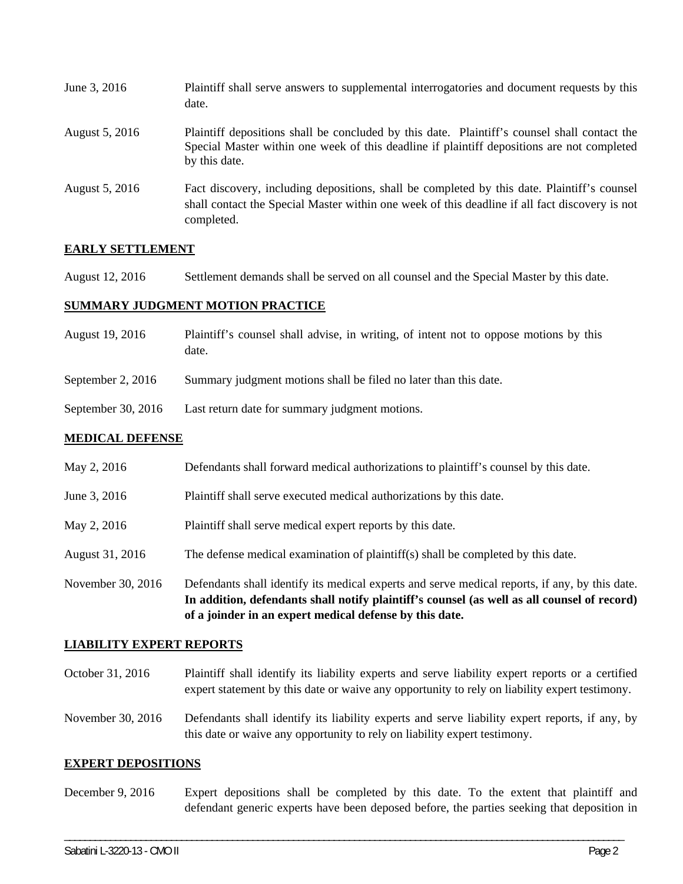| | |
|---|---|
| June 3, 2016 | Plaintiff shall serve answers to supplemental interrogatories and document requests by this date. |
| August 5, 2016 | Plaintiff depositions shall be concluded by this date. Plaintiff's counsel shall contact the Special Master within one week of this deadline if plaintiff depositions are not completed by this date. |
| August 5, 2016 | Fact discovery, including depositions, shall be completed by this date. Plaintiff's counsel shall contact the Special Master within one week of this deadline if all fact discovery is not completed. |

## EARLY SETTLEMENT

| | |
|---|---|
| August 12, 2016 | Settlement demands shall be served on all counsel and the Special Master by this date. |

## SUMMARY JUDGMENT MOTION PRACTICE

| | |
|---|---|
| August 19, 2016 | Plaintiff's counsel shall advise, in writing, of intent not to oppose motions by this date. |
| September 2, 2016 | Summary judgment motions shall be filed no later than this date. |
| September 30, 2016 | Last return date for summary judgment motions. |

## MEDICAL DEFENSE

| | |
|---|---|
| May 2, 2016 | Defendants shall forward medical authorizations to plaintiff's counsel by this date. |
| June 3, 2016 | Plaintiff shall serve executed medical authorizations by this date. |
| May 2, 2016 | Plaintiff shall serve medical expert reports by this date. |
| August 31, 2016 | The defense medical examination of plaintiff(s) shall be completed by this date. |
| November 30, 2016 | Defendants shall identify its medical experts and serve medical reports, if any, by this date. **In addition, defendants shall notify plaintiff's counsel (as well as all counsel of record) of a joinder in an expert medical defense by this date.** |

## LIABILITY EXPERT REPORTS

| | |
|---|---|
| October 31, 2016 | Plaintiff shall identify its liability experts and serve liability expert reports or a certified expert statement by this date or waive any opportunity to rely on liability expert testimony. |
| November 30, 2016 | Defendants shall identify its liability experts and serve liability expert reports, if any, by this date or waive any opportunity to rely on liability expert testimony. |

## EXPERT DEPOSITIONS

| | |
|---|---|
| December 9, 2016 | Expert depositions shall be completed by this date. To the extent that plaintiff and defendant generic experts have been deposed before, the parties seeking that deposition in |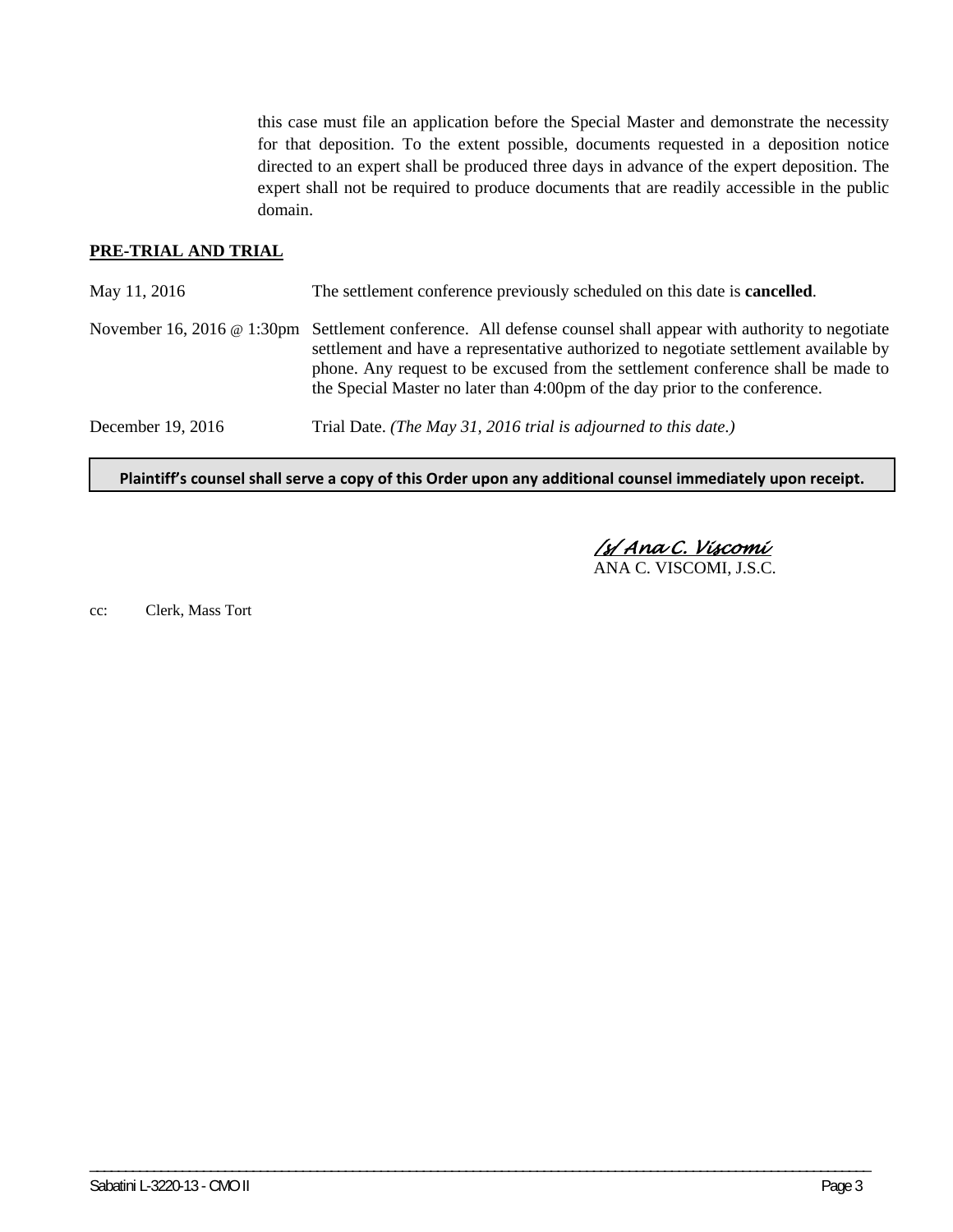this case must file an application before the Special Master and demonstrate the necessity for that deposition. To the extent possible, documents requested in a deposition notice directed to an expert shall be produced three days in advance of the expert deposition. The expert shall not be required to produce documents that are readily accessible in the public domain.

**PRE-TRIAL AND TRIAL**

| | |
|---|---|
| May 11, 2016 | The settlement conference previously scheduled on this date is **cancelled**. |
| November 16, 2016 @ 1:30pm | Settlement conference. All defense counsel shall appear with authority to negotiate settlement and have a representative authorized to negotiate settlement available by phone. Any request to be excused from the settlement conference shall be made to the Special Master no later than 4:00pm of the day prior to the conference. |
| December 19, 2016 | Trial Date. *(The May 31, 2016 trial is adjourned to this date.)* |

**Plaintiff's counsel shall serve a copy of this Order upon any additional counsel immediately upon receipt.**

*/s/ Ana C. Viscomi*
ANA C. VISCOMI, J.S.C.

cc: Clerk, Mass Tort